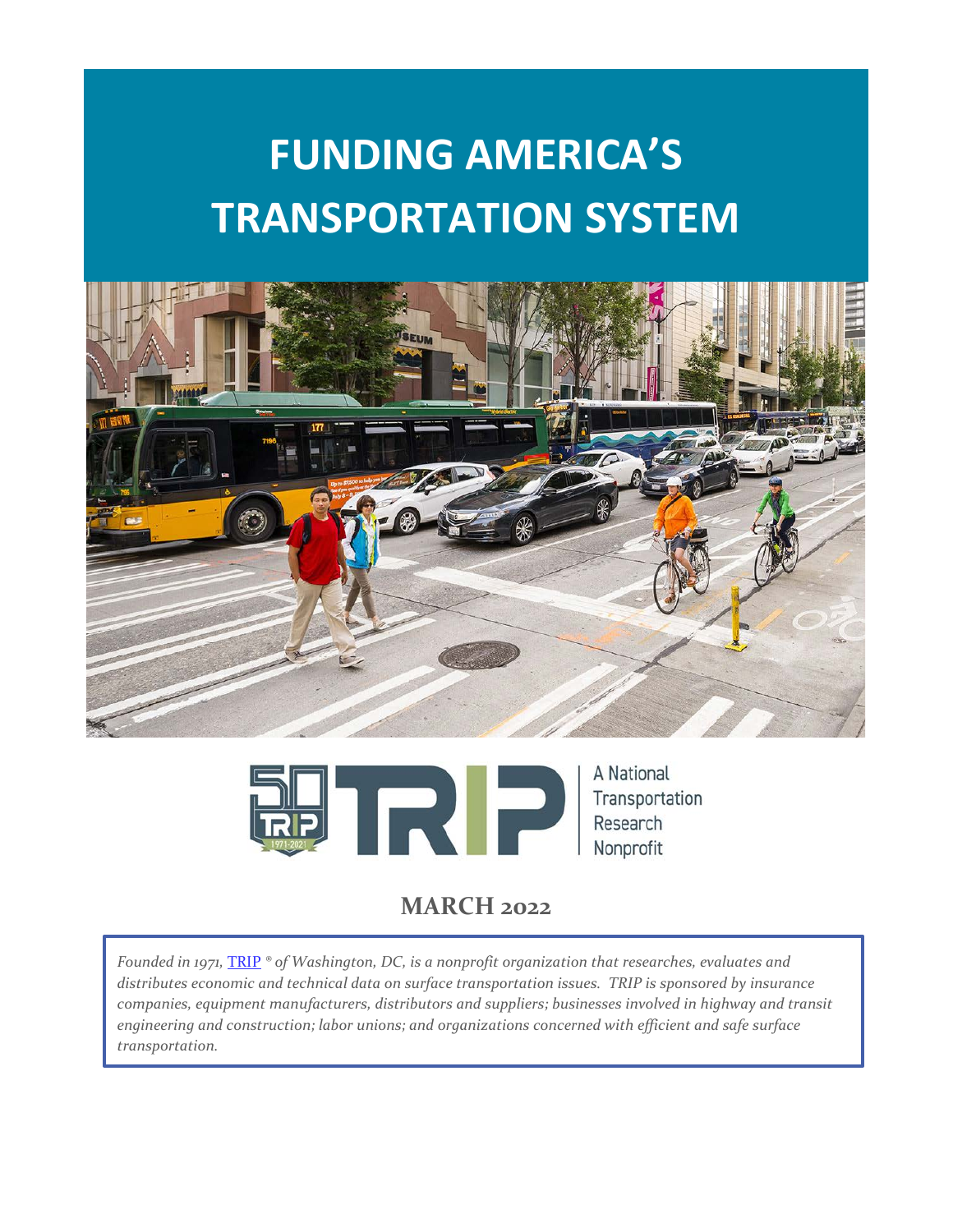# FUNDING AMERICA'S TRANSPORTATION SYSTEM

TRIP

A National Transportation Research Nonprofit

## MARCH 2022

*Founded in 1971, [TRIP](https://tripnet.org) ® of Washington, DC, is a nonprofit organization that researches, evaluates and distributes economic and technical data on surface transportation issues. TRIP is sponsored by insurance companies, equipment manufacturers, distributors and suppliers; businesses involved in highway and transit engineering and construction; labor unions; and organizations concerned with efficient and safe surface transportation.*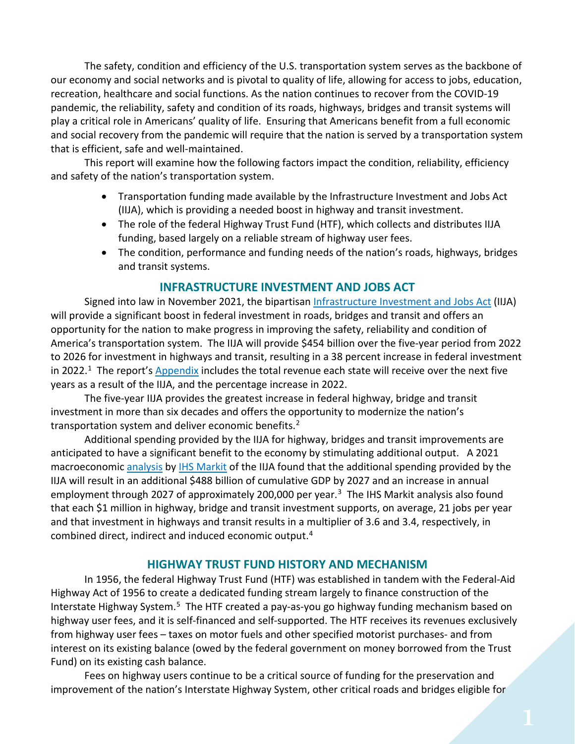The safety, condition and efficiency of the U.S. transportation system serves as the backbone of our economy and social networks and is pivotal to quality of life, allowing for access to jobs, education, recreation, healthcare and social functions. As the nation continues to recover from the COVID-19 pandemic, the reliability, safety and condition of its roads, highways, bridges and transit systems will play a critical role in Americans' quality of life. Ensuring that Americans benefit from a full economic and social recovery from the pandemic will require that the nation is served by a transportation system that is efficient, safe and well-maintained.

This report will examine how the following factors impact the condition, reliability, efficiency and safety of the nation's transportation system.

- Transportation funding made available by the Infrastructure Investment and Jobs Act (IIJA), which is providing a needed boost in highway and transit investment.
- The role of the federal Highway Trust Fund (HTF), which collects and distributes IIJA funding, based largely on a reliable stream of highway user fees.
- The condition, performance and funding needs of the nation's roads, highways, bridges and transit systems.

## INFRASTRUCTURE INVESTMENT AND JOBS ACT

Signed into law in November 2021, the bipartisan Infrastructure Investment and Jobs Act (IIJA) will provide a significant boost in federal investment in roads, bridges and transit and offers an opportunity for the nation to make progress in improving the safety, reliability and condition of America's transportation system. The IIJA will provide $454 billion over the five-year period from 2022 to 2026 for investment in highways and transit, resulting in a 38 percent increase in federal investment in 2022.[1] The report's Appendix includes the total revenue each state will receive over the next five years as a result of the IIJA, and the percentage increase in 2022.

The five-year IIJA provides the greatest increase in federal highway, bridge and transit investment in more than six decades and offers the opportunity to modernize the nation's transportation system and deliver economic benefits.[2]

Additional spending provided by the IIJA for highway, bridges and transit improvements are anticipated to have a significant benefit to the economy by stimulating additional output. A 2021 macroeconomic analysis by IHS Markit of the IIJA found that the additional spending provided by the IIJA will result in an additional $488 billion of cumulative GDP by 2027 and an increase in annual employment through 2027 of approximately 200,000 per year.[3] The IHS Markit analysis also found that each $1 million in highway, bridge and transit investment supports, on average, 21 jobs per year and that investment in highways and transit results in a multiplier of 3.6 and 3.4, respectively, in combined direct, indirect and induced economic output.[4]

## HIGHWAY TRUST FUND HISTORY AND MECHANISM

In 1956, the federal Highway Trust Fund (HTF) was established in tandem with the Federal-Aid Highway Act of 1956 to create a dedicated funding stream largely to finance construction of the Interstate Highway System.[5] The HTF created a pay-as-you go highway funding mechanism based on highway user fees, and it is self-financed and self-supported. The HTF receives its revenues exclusively from highway user fees – taxes on motor fuels and other specified motorist purchases- and from interest on its existing balance (owed by the federal government on money borrowed from the Trust Fund) on its existing cash balance.

Fees on highway users continue to be a critical source of funding for the preservation and improvement of the nation's Interstate Highway System, other critical roads and bridges eligible for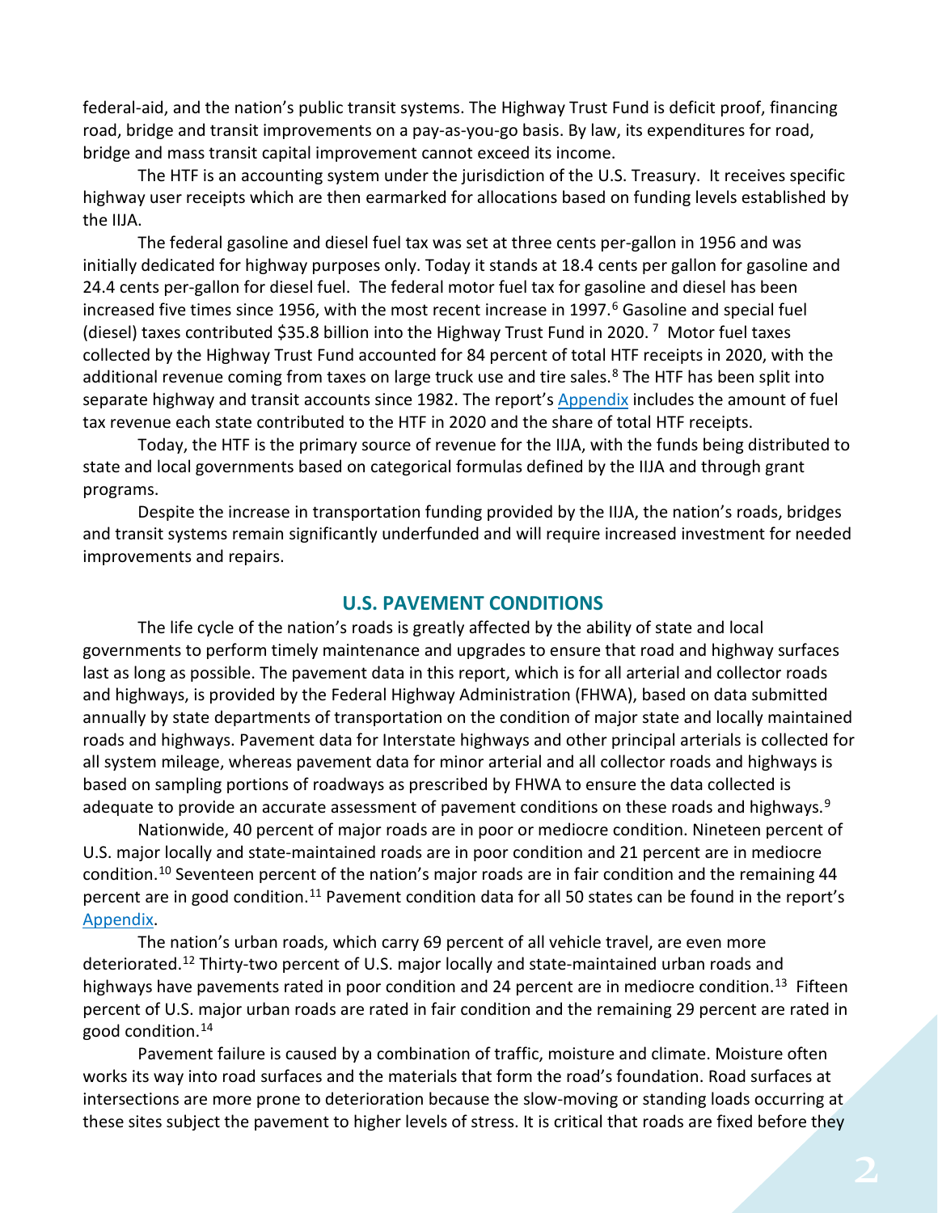federal-aid, and the nation's public transit systems. The Highway Trust Fund is deficit proof, financing road, bridge and transit improvements on a pay-as-you-go basis. By law, its expenditures for road, bridge and mass transit capital improvement cannot exceed its income.

The HTF is an accounting system under the jurisdiction of the U.S. Treasury. It receives specific highway user receipts which are then earmarked for allocations based on funding levels established by the IIJA.

The federal gasoline and diesel fuel tax was set at three cents per-gallon in 1956 and was initially dedicated for highway purposes only. Today it stands at 18.4 cents per gallon for gasoline and 24.4 cents per-gallon for diesel fuel. The federal motor fuel tax for gasoline and diesel has been increased five times since 1956, with the most recent increase in 1997.[6] Gasoline and special fuel (diesel) taxes contributed $35.8 billion into the Highway Trust Fund in 2020.[7] Motor fuel taxes collected by the Highway Trust Fund accounted for 84 percent of total HTF receipts in 2020, with the additional revenue coming from taxes on large truck use and tire sales.[8] The HTF has been split into separate highway and transit accounts since 1982. The report's Appendix includes the amount of fuel tax revenue each state contributed to the HTF in 2020 and the share of total HTF receipts.

Today, the HTF is the primary source of revenue for the IIJA, with the funds being distributed to state and local governments based on categorical formulas defined by the IIJA and through grant programs.

Despite the increase in transportation funding provided by the IIJA, the nation's roads, bridges and transit systems remain significantly underfunded and will require increased investment for needed improvements and repairs.

## U.S. PAVEMENT CONDITIONS

The life cycle of the nation's roads is greatly affected by the ability of state and local governments to perform timely maintenance and upgrades to ensure that road and highway surfaces last as long as possible. The pavement data in this report, which is for all arterial and collector roads and highways, is provided by the Federal Highway Administration (FHWA), based on data submitted annually by state departments of transportation on the condition of major state and locally maintained roads and highways. Pavement data for Interstate highways and other principal arterials is collected for all system mileage, whereas pavement data for minor arterial and all collector roads and highways is based on sampling portions of roadways as prescribed by FHWA to ensure the data collected is adequate to provide an accurate assessment of pavement conditions on these roads and highways.[9]

Nationwide, 40 percent of major roads are in poor or mediocre condition. Nineteen percent of U.S. major locally and state-maintained roads are in poor condition and 21 percent are in mediocre condition.[10] Seventeen percent of the nation's major roads are in fair condition and the remaining 44 percent are in good condition.[11] Pavement condition data for all 50 states can be found in the report's Appendix.

The nation's urban roads, which carry 69 percent of all vehicle travel, are even more deteriorated.[12] Thirty-two percent of U.S. major locally and state-maintained urban roads and highways have pavements rated in poor condition and 24 percent are in mediocre condition.[13] Fifteen percent of U.S. major urban roads are rated in fair condition and the remaining 29 percent are rated in good condition.[14]

Pavement failure is caused by a combination of traffic, moisture and climate. Moisture often works its way into road surfaces and the materials that form the road's foundation. Road surfaces at intersections are more prone to deterioration because the slow-moving or standing loads occurring at these sites subject the pavement to higher levels of stress. It is critical that roads are fixed before they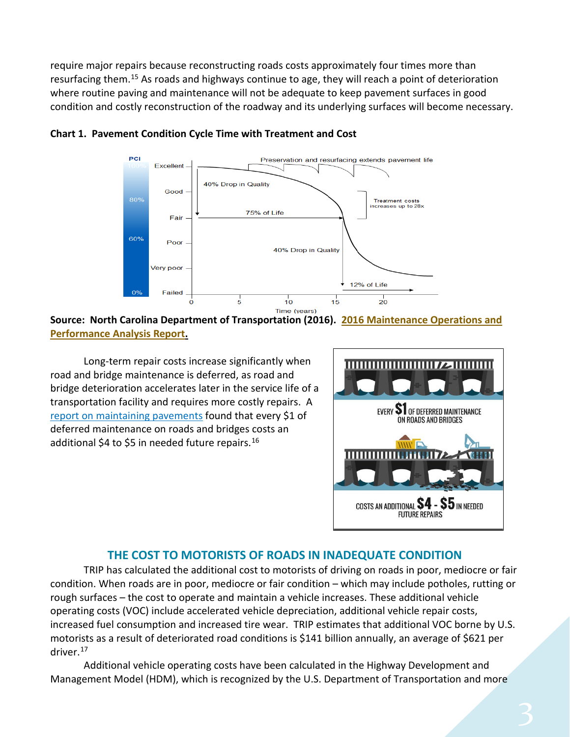require major repairs because reconstructing roads costs approximately four times more than resurfacing them.[15] As roads and highways continue to age, they will reach a point of deterioration where routine paving and maintenance will not be adequate to keep pavement surfaces in good condition and costly reconstruction of the roadway and its underlying surfaces will become necessary.

**Chart 1. Pavement Condition Cycle Time with Treatment and Cost**

PCI: Excellent (100%), Good (80%), Fair, Poor (60%), Very poor, Failed (0%)

Preservation and resurfacing extends pavement life

40% Drop in Quality — 75% of Life

Treatment costs increases up to 28x

40% Drop in Quality — 12% of Life

Time (years): 0, 5, 10, 15, 20

**Source: North Carolina Department of Transportation (2016). 2016 Maintenance Operations and Performance Analysis Report.**

Long-term repair costs increase significantly when road and bridge maintenance is deferred, as road and bridge deterioration accelerates later in the service life of a transportation facility and requires more costly repairs. A report on maintaining pavements found that every $1 of deferred maintenance on roads and bridges costs an additional $4 to $5 in needed future repairs.[16]

EVERY $1 OF DEFERRED MAINTENANCE ON ROADS AND BRIDGES

COSTS AN ADDITIONAL $4 - $5 IN NEEDED FUTURE REPAIRS

## THE COST TO MOTORISTS OF ROADS IN INADEQUATE CONDITION

TRIP has calculated the additional cost to motorists of driving on roads in poor, mediocre or fair condition. When roads are in poor, mediocre or fair condition – which may include potholes, rutting or rough surfaces – the cost to operate and maintain a vehicle increases. These additional vehicle operating costs (VOC) include accelerated vehicle depreciation, additional vehicle repair costs, increased fuel consumption and increased tire wear. TRIP estimates that additional VOC borne by U.S. motorists as a result of deteriorated road conditions is $141 billion annually, an average of $621 per driver.[17]

Additional vehicle operating costs have been calculated in the Highway Development and Management Model (HDM), which is recognized by the U.S. Department of Transportation and more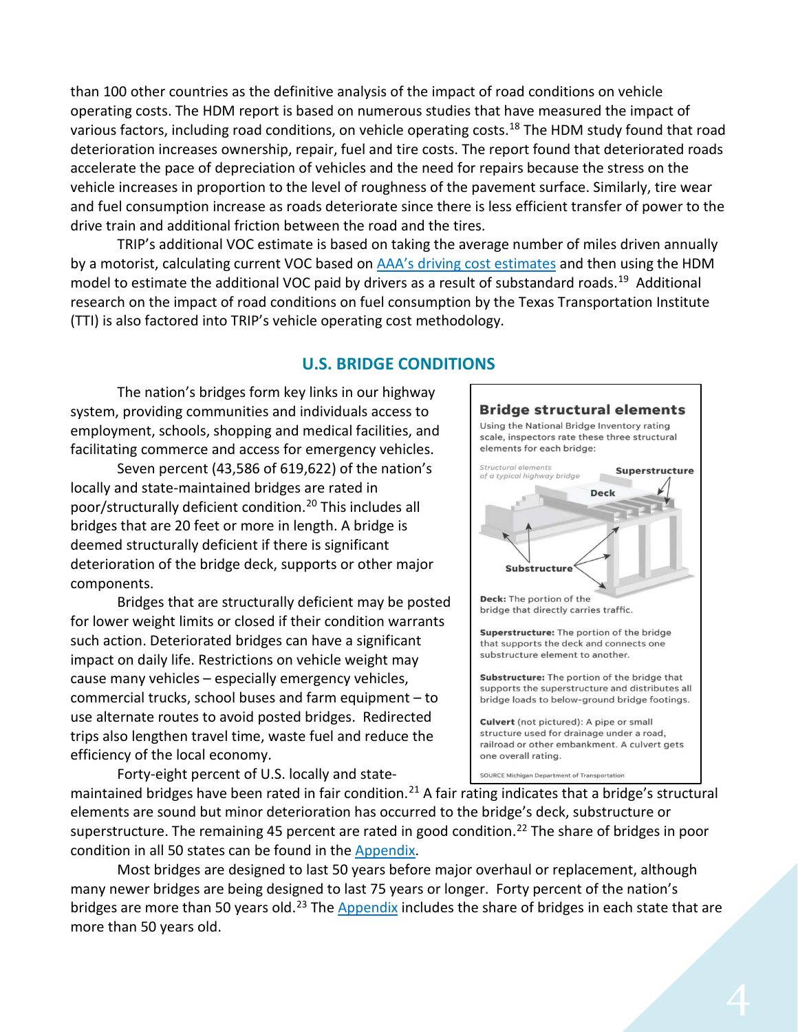than 100 other countries as the definitive analysis of the impact of road conditions on vehicle operating costs. The HDM report is based on numerous studies that have measured the impact of various factors, including road conditions, on vehicle operating costs.[18] The HDM study found that road deterioration increases ownership, repair, fuel and tire costs. The report found that deteriorated roads accelerate the pace of depreciation of vehicles and the need for repairs because the stress on the vehicle increases in proportion to the level of roughness of the pavement surface. Similarly, tire wear and fuel consumption increase as roads deteriorate since there is less efficient transfer of power to the drive train and additional friction between the road and the tires.

TRIP's additional VOC estimate is based on taking the average number of miles driven annually by a motorist, calculating current VOC based on AAA's driving cost estimates and then using the HDM model to estimate the additional VOC paid by drivers as a result of substandard roads.[19] Additional research on the impact of road conditions on fuel consumption by the Texas Transportation Institute (TTI) is also factored into TRIP's vehicle operating cost methodology.

## U.S. BRIDGE CONDITIONS

The nation's bridges form key links in our highway system, providing communities and individuals access to employment, schools, shopping and medical facilities, and facilitating commerce and access for emergency vehicles.

Seven percent (43,586 of 619,622) of the nation's locally and state-maintained bridges are rated in poor/structurally deficient condition.[20] This includes all bridges that are 20 feet or more in length. A bridge is deemed structurally deficient if there is significant deterioration of the bridge deck, supports or other major components.

Bridges that are structurally deficient may be posted for lower weight limits or closed if their condition warrants such action. Deteriorated bridges can have a significant impact on daily life. Restrictions on vehicle weight may cause many vehicles – especially emergency vehicles, commercial trucks, school buses and farm equipment – to use alternate routes to avoid posted bridges. Redirected trips also lengthen travel time, waste fuel and reduce the efficiency of the local economy.

**Bridge structural elements**

Using the National Bridge Inventory rating scale, inspectors rate these three structural elements for each bridge:

*Structural elements of a typical highway bridge*

Superstructure

Deck

Substructure

**Deck:** The portion of the bridge that directly carries traffic.

**Superstructure:** The portion of the bridge that supports the deck and connects one substructure element to another.

**Substructure:** The portion of the bridge that supports the superstructure and distributes all bridge loads to below-ground bridge footings.

**Culvert** (not pictured): A pipe or small structure used for drainage under a road, railroad or other embankment. A culvert gets one overall rating.

SOURCE Michigan Department of Transportation

Forty-eight percent of U.S. locally and state-maintained bridges have been rated in fair condition.[21] A fair rating indicates that a bridge's structural elements are sound but minor deterioration has occurred to the bridge's deck, substructure or superstructure. The remaining 45 percent are rated in good condition.[22] The share of bridges in poor condition in all 50 states can be found in the Appendix.

Most bridges are designed to last 50 years before major overhaul or replacement, although many newer bridges are being designed to last 75 years or longer. Forty percent of the nation's bridges are more than 50 years old.[23] The Appendix includes the share of bridges in each state that are more than 50 years old.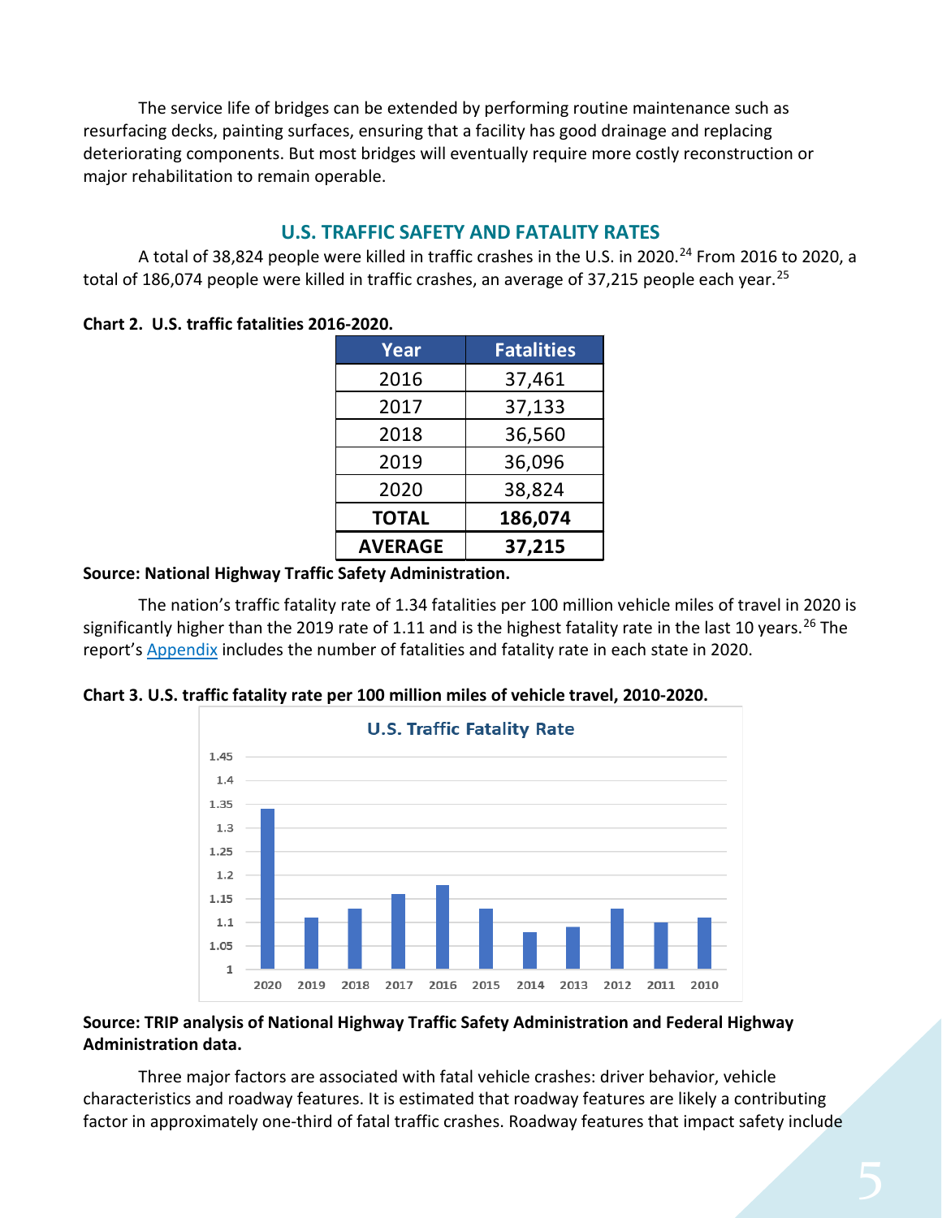The service life of bridges can be extended by performing routine maintenance such as resurfacing decks, painting surfaces, ensuring that a facility has good drainage and replacing deteriorating components. But most bridges will eventually require more costly reconstruction or major rehabilitation to remain operable.

## U.S. TRAFFIC SAFETY AND FATALITY RATES

A total of 38,824 people were killed in traffic crashes in the U.S. in 2020.[24] From 2016 to 2020, a total of 186,074 people were killed in traffic crashes, an average of 37,215 people each year.[25]

**Chart 2. U.S. traffic fatalities 2016-2020.**

| Year | Fatalities |
|---|---|
| 2016 | 37,461 |
| 2017 | 37,133 |
| 2018 | 36,560 |
| 2019 | 36,096 |
| 2020 | 38,824 |
| **TOTAL** | **186,074** |
| **AVERAGE** | **37,215** |

**Source: National Highway Traffic Safety Administration.**

The nation's traffic fatality rate of 1.34 fatalities per 100 million vehicle miles of travel in 2020 is significantly higher than the 2019 rate of 1.11 and is the highest fatality rate in the last 10 years.[26] The report's Appendix includes the number of fatalities and fatality rate in each state in 2020.

**Chart 3. U.S. traffic fatality rate per 100 million miles of vehicle travel, 2010-2020.**

U.S. Traffic Fatality Rate

| Year | Rate |
|---|---|
| 2020 | 1.34 |
| 2019 | 1.11 |
| 2018 | 1.13 |
| 2017 | 1.16 |
| 2016 | 1.18 |
| 2015 | 1.13 |
| 2014 | 1.08 |
| 2013 | 1.09 |
| 2012 | 1.13 |
| 2011 | 1.10 |
| 2010 | 1.11 |

**Source: TRIP analysis of National Highway Traffic Safety Administration and Federal Highway Administration data.**

Three major factors are associated with fatal vehicle crashes: driver behavior, vehicle characteristics and roadway features. It is estimated that roadway features are likely a contributing factor in approximately one-third of fatal traffic crashes. Roadway features that impact safety include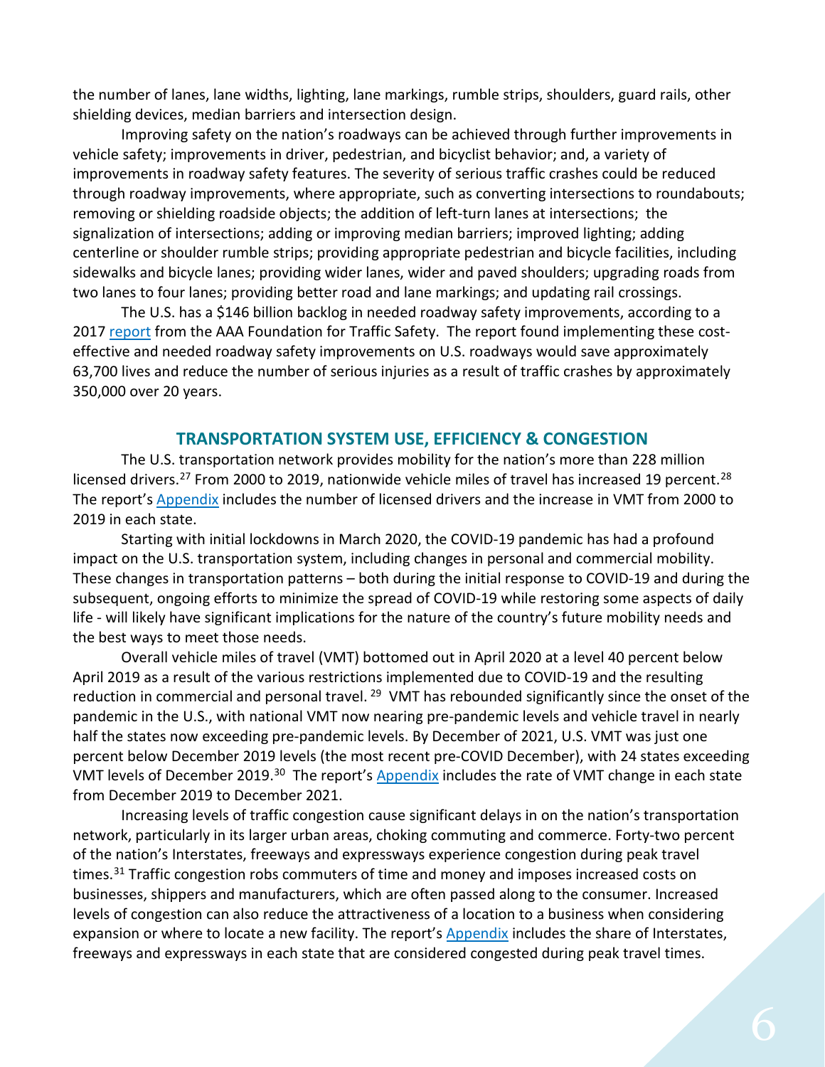the number of lanes, lane widths, lighting, lane markings, rumble strips, shoulders, guard rails, other shielding devices, median barriers and intersection design.

Improving safety on the nation's roadways can be achieved through further improvements in vehicle safety; improvements in driver, pedestrian, and bicyclist behavior; and, a variety of improvements in roadway safety features. The severity of serious traffic crashes could be reduced through roadway improvements, where appropriate, such as converting intersections to roundabouts; removing or shielding roadside objects; the addition of left-turn lanes at intersections; the signalization of intersections; adding or improving median barriers; improved lighting; adding centerline or shoulder rumble strips; providing appropriate pedestrian and bicycle facilities, including sidewalks and bicycle lanes; providing wider lanes, wider and paved shoulders; upgrading roads from two lanes to four lanes; providing better road and lane markings; and updating rail crossings.

The U.S. has a $146 billion backlog in needed roadway safety improvements, according to a 2017 report from the AAA Foundation for Traffic Safety. The report found implementing these cost-effective and needed roadway safety improvements on U.S. roadways would save approximately 63,700 lives and reduce the number of serious injuries as a result of traffic crashes by approximately 350,000 over 20 years.

## TRANSPORTATION SYSTEM USE, EFFICIENCY & CONGESTION

The U.S. transportation network provides mobility for the nation's more than 228 million licensed drivers.[27] From 2000 to 2019, nationwide vehicle miles of travel has increased 19 percent.[28] The report's Appendix includes the number of licensed drivers and the increase in VMT from 2000 to 2019 in each state.

Starting with initial lockdowns in March 2020, the COVID-19 pandemic has had a profound impact on the U.S. transportation system, including changes in personal and commercial mobility. These changes in transportation patterns – both during the initial response to COVID-19 and during the subsequent, ongoing efforts to minimize the spread of COVID-19 while restoring some aspects of daily life - will likely have significant implications for the nature of the country's future mobility needs and the best ways to meet those needs.

Overall vehicle miles of travel (VMT) bottomed out in April 2020 at a level 40 percent below April 2019 as a result of the various restrictions implemented due to COVID-19 and the resulting reduction in commercial and personal travel. [29] VMT has rebounded significantly since the onset of the pandemic in the U.S., with national VMT now nearing pre-pandemic levels and vehicle travel in nearly half the states now exceeding pre-pandemic levels. By December of 2021, U.S. VMT was just one percent below December 2019 levels (the most recent pre-COVID December), with 24 states exceeding VMT levels of December 2019.[30] The report's Appendix includes the rate of VMT change in each state from December 2019 to December 2021.

Increasing levels of traffic congestion cause significant delays in on the nation's transportation network, particularly in its larger urban areas, choking commuting and commerce. Forty-two percent of the nation's Interstates, freeways and expressways experience congestion during peak travel times.[31] Traffic congestion robs commuters of time and money and imposes increased costs on businesses, shippers and manufacturers, which are often passed along to the consumer. Increased levels of congestion can also reduce the attractiveness of a location to a business when considering expansion or where to locate a new facility. The report's Appendix includes the share of Interstates, freeways and expressways in each state that are considered congested during peak travel times.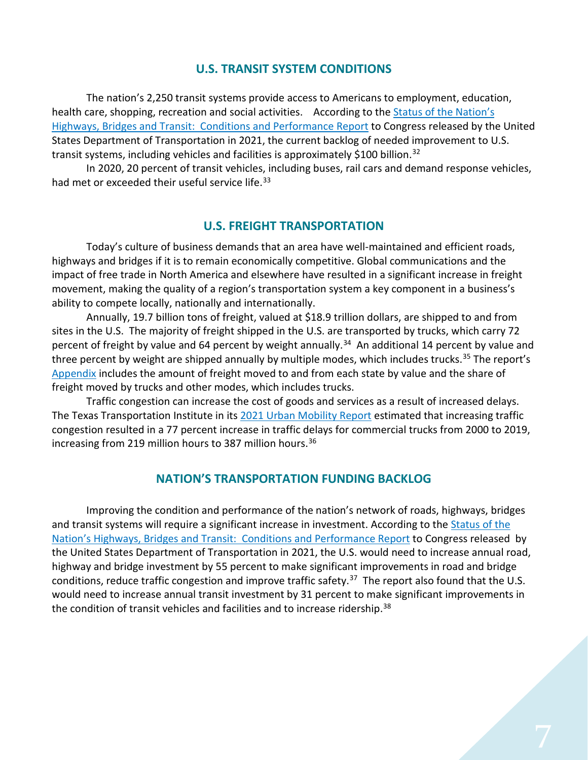## U.S. TRANSIT SYSTEM CONDITIONS

The nation's 2,250 transit systems provide access to Americans to employment, education, health care, shopping, recreation and social activities. According to the Status of the Nation's Highways, Bridges and Transit: Conditions and Performance Report to Congress released by the United States Department of Transportation in 2021, the current backlog of needed improvement to U.S. transit systems, including vehicles and facilities is approximately $100 billion.[32]

In 2020, 20 percent of transit vehicles, including buses, rail cars and demand response vehicles, had met or exceeded their useful service life.[33]

## U.S. FREIGHT TRANSPORTATION

Today's culture of business demands that an area have well-maintained and efficient roads, highways and bridges if it is to remain economically competitive. Global communications and the impact of free trade in North America and elsewhere have resulted in a significant increase in freight movement, making the quality of a region's transportation system a key component in a business's ability to compete locally, nationally and internationally.

Annually, 19.7 billion tons of freight, valued at $18.9 trillion dollars, are shipped to and from sites in the U.S. The majority of freight shipped in the U.S. are transported by trucks, which carry 72 percent of freight by value and 64 percent by weight annually.[34] An additional 14 percent by value and three percent by weight are shipped annually by multiple modes, which includes trucks.[35] The report's Appendix includes the amount of freight moved to and from each state by value and the share of freight moved by trucks and other modes, which includes trucks.

Traffic congestion can increase the cost of goods and services as a result of increased delays. The Texas Transportation Institute in its 2021 Urban Mobility Report estimated that increasing traffic congestion resulted in a 77 percent increase in traffic delays for commercial trucks from 2000 to 2019, increasing from 219 million hours to 387 million hours.[36]

## NATION'S TRANSPORTATION FUNDING BACKLOG

Improving the condition and performance of the nation's network of roads, highways, bridges and transit systems will require a significant increase in investment. According to the Status of the Nation's Highways, Bridges and Transit: Conditions and Performance Report to Congress released by the United States Department of Transportation in 2021, the U.S. would need to increase annual road, highway and bridge investment by 55 percent to make significant improvements in road and bridge conditions, reduce traffic congestion and improve traffic safety.[37] The report also found that the U.S. would need to increase annual transit investment by 31 percent to make significant improvements in the condition of transit vehicles and facilities and to increase ridership.[38]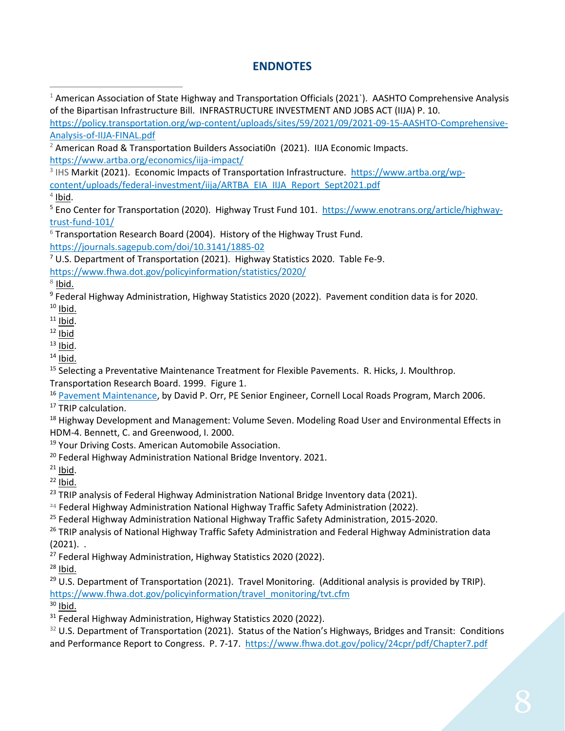## ENDNOTES

[1] American Association of State Highway and Transportation Officials (2021`). AASHTO Comprehensive Analysis of the Bipartisan Infrastructure Bill. INFRASTRUCTURE INVESTMENT AND JOBS ACT (IIJA) P. 10. https://policy.transportation.org/wp-content/uploads/sites/59/2021/09/2021-09-15-AASHTO-Comprehensive-Analysis-of-IIJA-FINAL.pdf

[2] American Road & Transportation Builders Associati0n (2021). IIJA Economic Impacts. https://www.artba.org/economics/iija-impact/

[3] IHS Markit (2021). Economic Impacts of Transportation Infrastructure. https://www.artba.org/wp-content/uploads/federal-investment/iija/ARTBA_EIA_IIJA_Report_Sept2021.pdf

[4] Ibid.

[5] Eno Center for Transportation (2020). Highway Trust Fund 101. https://www.enotrans.org/article/highway-trust-fund-101/

[6] Transportation Research Board (2004). History of the Highway Trust Fund. https://journals.sagepub.com/doi/10.3141/1885-02

[7] U.S. Department of Transportation (2021). Highway Statistics 2020. Table Fe-9. https://www.fhwa.dot.gov/policyinformation/statistics/2020/

[8] Ibid.

[9] Federal Highway Administration, Highway Statistics 2020 (2022). Pavement condition data is for 2020.

[10] Ibid.

[11] Ibid.

[12] Ibid

[13] Ibid.

[14] Ibid.

[15] Selecting a Preventative Maintenance Treatment for Flexible Pavements. R. Hicks, J. Moulthrop. Transportation Research Board. 1999. Figure 1.

[16] Pavement Maintenance, by David P. Orr, PE Senior Engineer, Cornell Local Roads Program, March 2006.

[17] TRIP calculation.

[18] Highway Development and Management: Volume Seven. Modeling Road User and Environmental Effects in HDM-4. Bennett, C. and Greenwood, I. 2000.

[19] Your Driving Costs. American Automobile Association.

[20] Federal Highway Administration National Bridge Inventory. 2021.

[21] Ibid.

[22] Ibid.

[23] TRIP analysis of Federal Highway Administration National Bridge Inventory data (2021).

[24] Federal Highway Administration National Highway Traffic Safety Administration (2022).

[25] Federal Highway Administration National Highway Traffic Safety Administration, 2015-2020.

[26] TRIP analysis of National Highway Traffic Safety Administration and Federal Highway Administration data (2021). .

[27] Federal Highway Administration, Highway Statistics 2020 (2022).

[28] Ibid.

[29] U.S. Department of Transportation (2021). Travel Monitoring. (Additional analysis is provided by TRIP). https://www.fhwa.dot.gov/policyinformation/travel_monitoring/tvt.cfm

[30] Ibid.

[31] Federal Highway Administration, Highway Statistics 2020 (2022).

[32] U.S. Department of Transportation (2021). Status of the Nation's Highways, Bridges and Transit: Conditions and Performance Report to Congress. P. 7-17. https://www.fhwa.dot.gov/policy/24cpr/pdf/Chapter7.pdf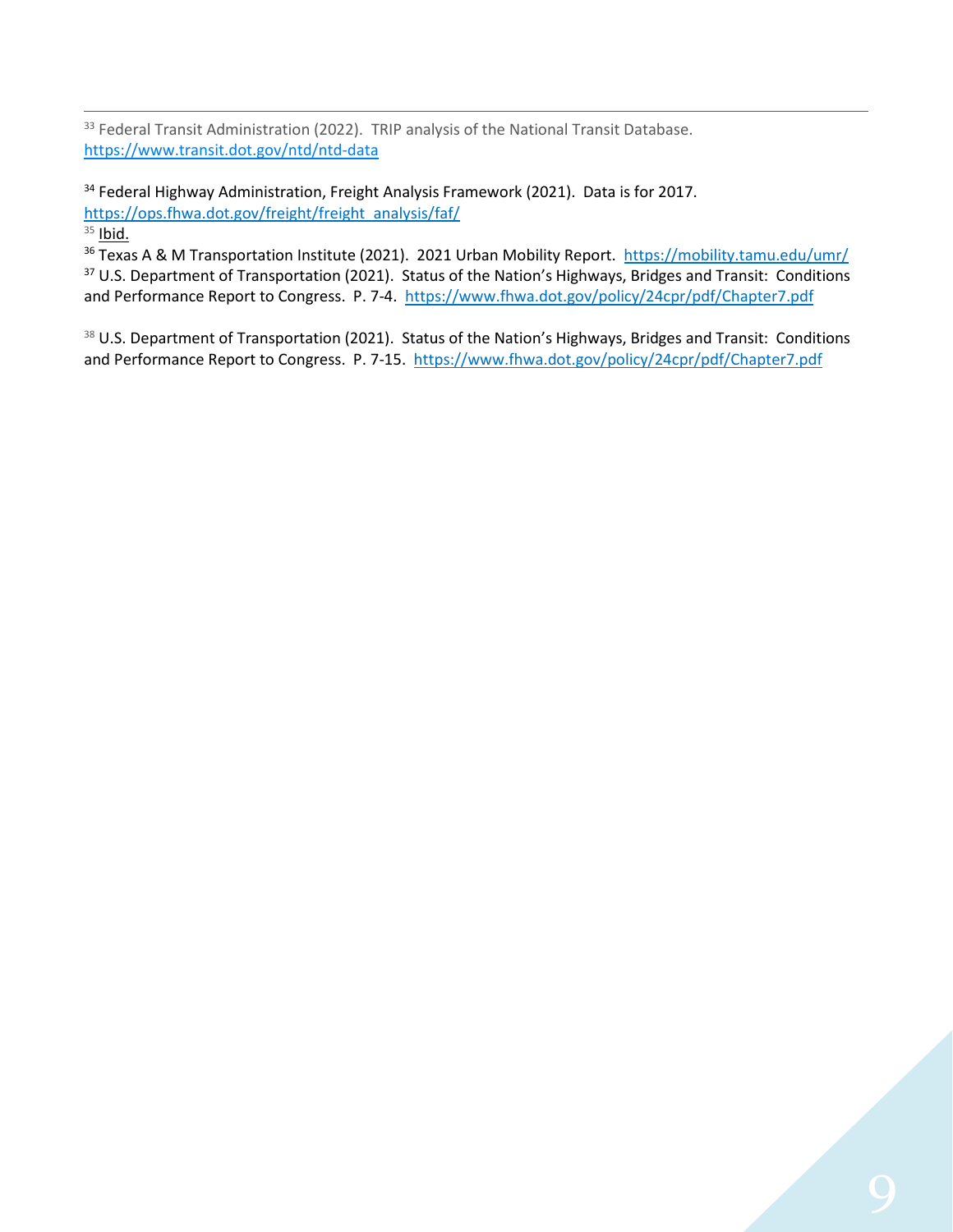[33] Federal Transit Administration (2022). TRIP analysis of the National Transit Database. https://www.transit.dot.gov/ntd/ntd-data

[34] Federal Highway Administration, Freight Analysis Framework (2021). Data is for 2017. https://ops.fhwa.dot.gov/freight/freight_analysis/faf/

[35] Ibid.

[36] Texas A & M Transportation Institute (2021). 2021 Urban Mobility Report. https://mobility.tamu.edu/umr/

[37] U.S. Department of Transportation (2021). Status of the Nation's Highways, Bridges and Transit: Conditions and Performance Report to Congress. P. 7-4. https://www.fhwa.dot.gov/policy/24cpr/pdf/Chapter7.pdf

[38] U.S. Department of Transportation (2021). Status of the Nation's Highways, Bridges and Transit: Conditions and Performance Report to Congress. P. 7-15. https://www.fhwa.dot.gov/policy/24cpr/pdf/Chapter7.pdf